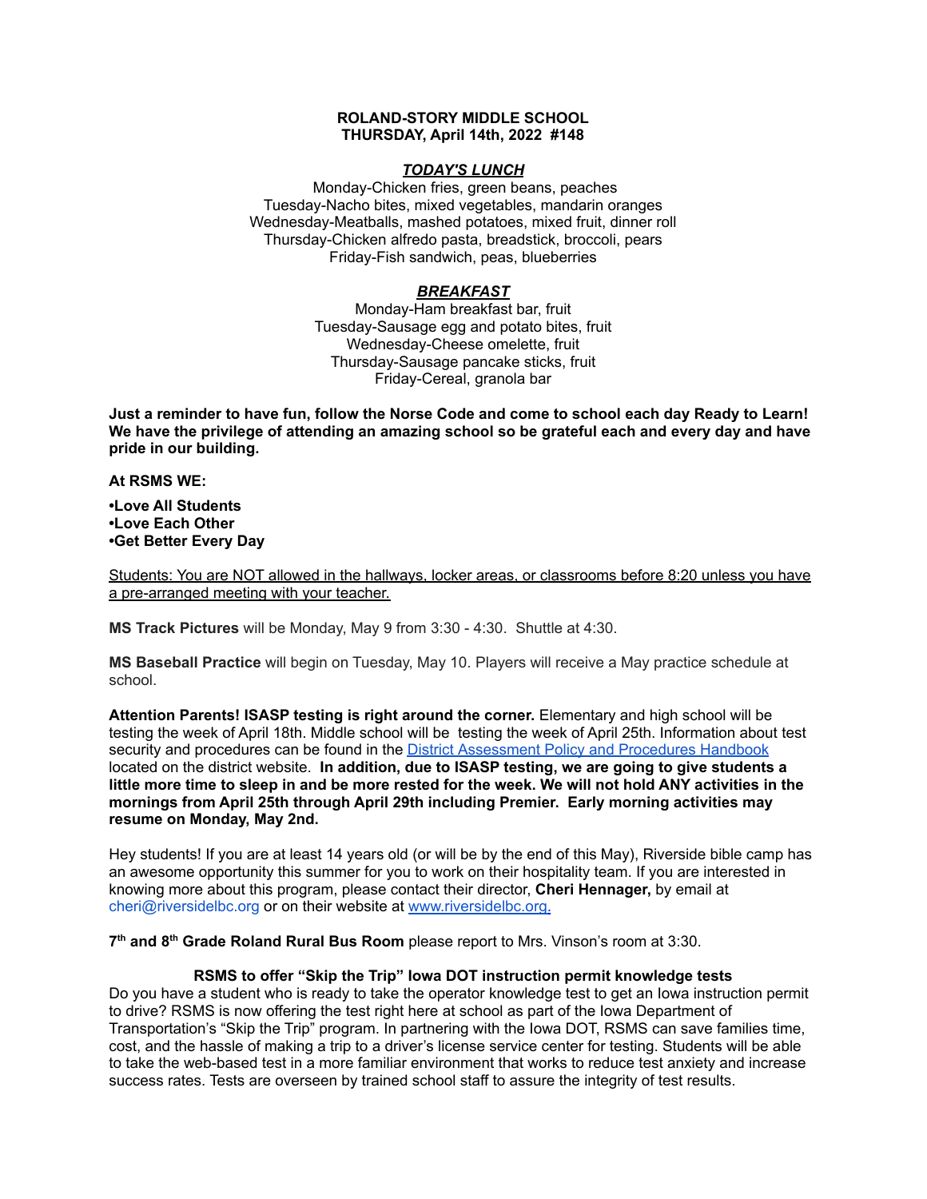**ROLAND-STORY MIDDLE SCHOOL**
**THURSDAY, April 14th, 2022 #148**

***TODAY'S LUNCH***

Monday-Chicken fries, green beans, peaches
Tuesday-Nacho bites, mixed vegetables, mandarin oranges
Wednesday-Meatballs, mashed potatoes, mixed fruit, dinner roll
Thursday-Chicken alfredo pasta, breadstick, broccoli, pears
Friday-Fish sandwich, peas, blueberries

***BREAKFAST***

Monday-Ham breakfast bar, fruit
Tuesday-Sausage egg and potato bites, fruit
Wednesday-Cheese omelette, fruit
Thursday-Sausage pancake sticks, fruit
Friday-Cereal, granola bar

**Just a reminder to have fun, follow the Norse Code and come to school each day Ready to Learn! We have the privilege of attending an amazing school so be grateful each and every day and have pride in our building.**

**At RSMS WE:**

**•Love All Students**
**•Love Each Other**
**•Get Better Every Day**

<u>Students: You are NOT allowed in the hallways, locker areas, or classrooms before 8:20 unless you have a pre-arranged meeting with your teacher.</u>

**MS Track Pictures** will be Monday, May 9 from 3:30 - 4:30. Shuttle at 4:30.

**MS Baseball Practice** will begin on Tuesday, May 10. Players will receive a May practice schedule at school.

**Attention Parents! ISASP testing is right around the corner.** Elementary and high school will be testing the week of April 18th. Middle school will be testing the week of April 25th. Information about test security and procedures can be found in the [District Assessment Policy and Procedures Handbook] located on the district website. **In addition, due to ISASP testing, we are going to give students a little more time to sleep in and be more rested for the week. We will not hold ANY activities in the mornings from April 25th through April 29th including Premier. Early morning activities may resume on Monday, May 2nd.**

Hey students! If you are at least 14 years old (or will be by the end of this May), Riverside bible camp has an awesome opportunity this summer for you to work on their hospitality team. If you are interested in knowing more about this program, please contact their director, **Cheri Hennager,** by email at cheri@riversidelbc.org or on their website at www.riversidelbc.org.

**7th and 8th Grade Roland Rural Bus Room** please report to Mrs. Vinson's room at 3:30.

**RSMS to offer "Skip the Trip" Iowa DOT instruction permit knowledge tests**

Do you have a student who is ready to take the operator knowledge test to get an Iowa instruction permit to drive? RSMS is now offering the test right here at school as part of the Iowa Department of Transportation's "Skip the Trip" program. In partnering with the Iowa DOT, RSMS can save families time, cost, and the hassle of making a trip to a driver's license service center for testing. Students will be able to take the web-based test in a more familiar environment that works to reduce test anxiety and increase success rates. Tests are overseen by trained school staff to assure the integrity of test results.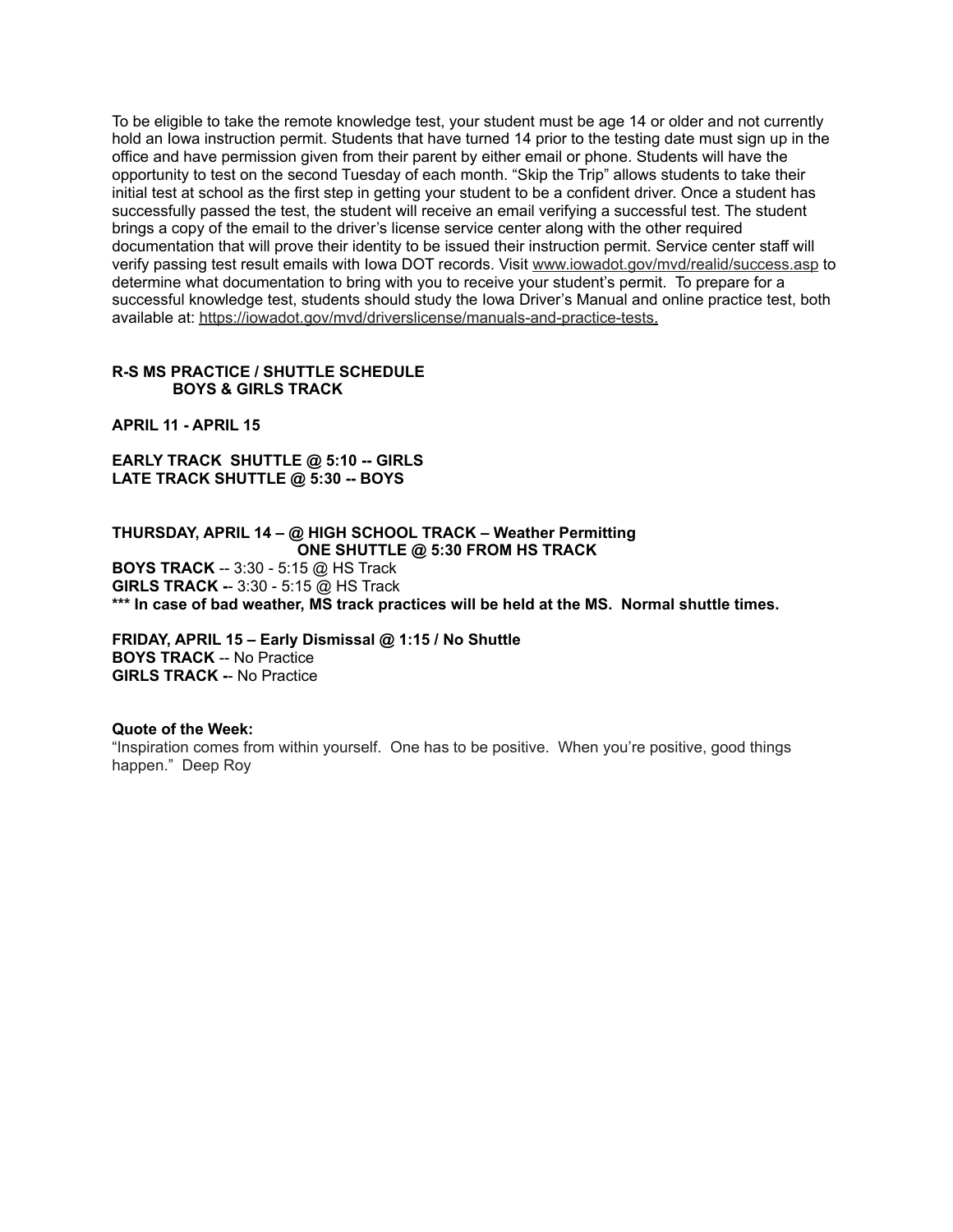To be eligible to take the remote knowledge test, your student must be age 14 or older and not currently hold an Iowa instruction permit. Students that have turned 14 prior to the testing date must sign up in the office and have permission given from their parent by either email or phone. Students will have the opportunity to test on the second Tuesday of each month. "Skip the Trip" allows students to take their initial test at school as the first step in getting your student to be a confident driver. Once a student has successfully passed the test, the student will receive an email verifying a successful test. The student brings a copy of the email to the driver's license service center along with the other required documentation that will prove their identity to be issued their instruction permit. Service center staff will verify passing test result emails with Iowa DOT records. Visit www.iowadot.gov/mvd/realid/success.asp to determine what documentation to bring with you to receive your student's permit. To prepare for a successful knowledge test, students should study the Iowa Driver's Manual and online practice test, both available at: https://iowadot.gov/mvd/driverslicense/manuals-and-practice-tests.

**R-S MS PRACTICE / SHUTTLE SCHEDULE**
**BOYS & GIRLS TRACK**

**APRIL 11 - APRIL 15**

**EARLY TRACK SHUTTLE @ 5:10 -- GIRLS**
**LATE TRACK SHUTTLE @ 5:30 -- BOYS**

**THURSDAY, APRIL 14 – @ HIGH SCHOOL TRACK – Weather Permitting**
**ONE SHUTTLE @ 5:30 FROM HS TRACK**
**BOYS TRACK** -- 3:30 - 5:15 @ HS Track
**GIRLS TRACK --** 3:30 - 5:15 @ HS Track
**\*\*\* In case of bad weather, MS track practices will be held at the MS. Normal shuttle times.**

**FRIDAY, APRIL 15 – Early Dismissal @ 1:15 / No Shuttle**
**BOYS TRACK** -- No Practice
**GIRLS TRACK --** No Practice

**Quote of the Week:**
"Inspiration comes from within yourself. One has to be positive. When you're positive, good things happen." Deep Roy